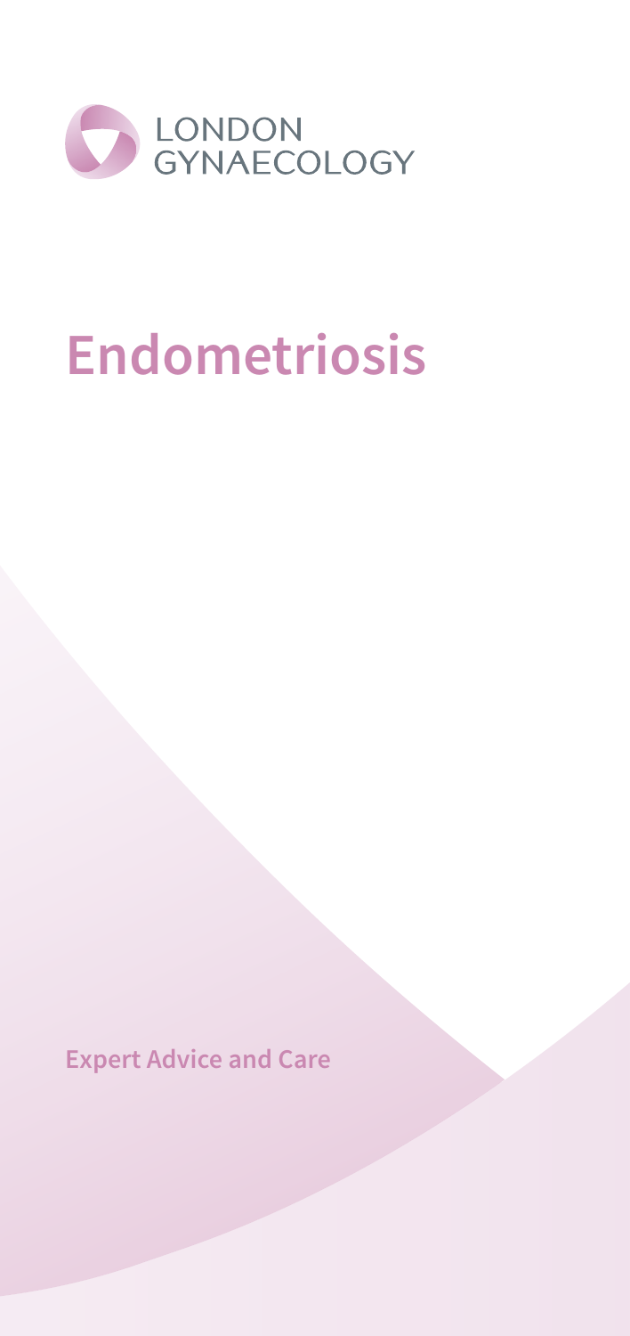LONDON
GYNAECOLOGY

# Endometriosis

**Expert Advice and Care**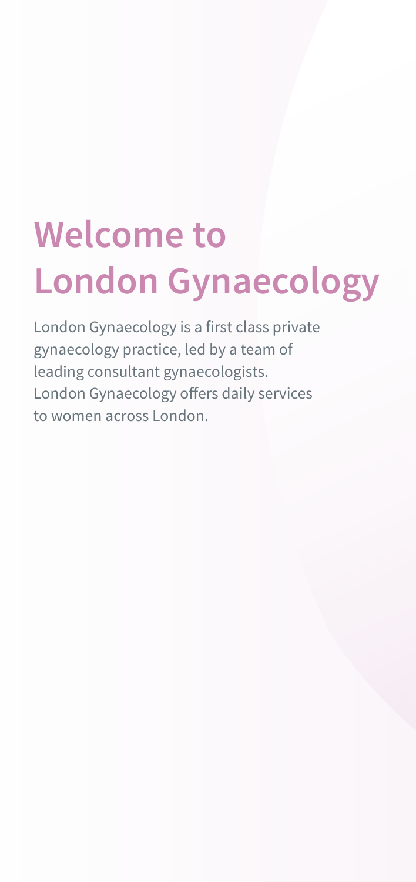# Welcome to London Gynaecology

London Gynaecology is a first class private gynaecology practice, led by a team of leading consultant gynaecologists. London Gynaecology offers daily services to women across London.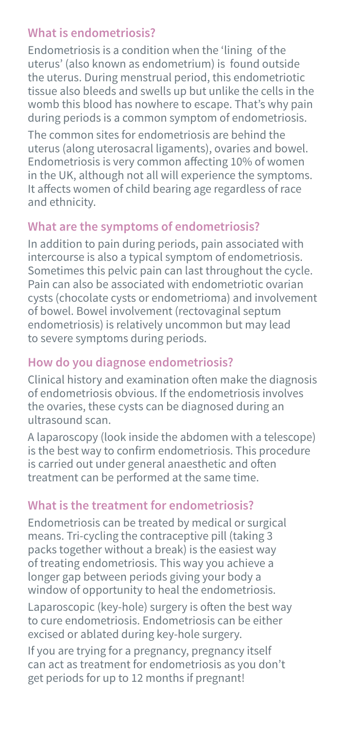## What is endometriosis?

Endometriosis is a condition when the 'lining of the uterus' (also known as endometrium) is found outside the uterus. During menstrual period, this endometriotic tissue also bleeds and swells up but unlike the cells in the womb this blood has nowhere to escape. That's why pain during periods is a common symptom of endometriosis.

The common sites for endometriosis are behind the uterus (along uterosacral ligaments), ovaries and bowel. Endometriosis is very common affecting 10% of women in the UK, although not all will experience the symptoms. It affects women of child bearing age regardless of race and ethnicity.

## What are the symptoms of endometriosis?

In addition to pain during periods, pain associated with intercourse is also a typical symptom of endometriosis. Sometimes this pelvic pain can last throughout the cycle. Pain can also be associated with endometriotic ovarian cysts (chocolate cysts or endometrioma) and involvement of bowel. Bowel involvement (rectovaginal septum endometriosis) is relatively uncommon but may lead to severe symptoms during periods.

## How do you diagnose endometriosis?

Clinical history and examination often make the diagnosis of endometriosis obvious. If the endometriosis involves the ovaries, these cysts can be diagnosed during an ultrasound scan.

A laparoscopy (look inside the abdomen with a telescope) is the best way to confirm endometriosis. This procedure is carried out under general anaesthetic and often treatment can be performed at the same time.

## What is the treatment for endometriosis?

Endometriosis can be treated by medical or surgical means. Tri-cycling the contraceptive pill (taking 3 packs together without a break) is the easiest way of treating endometriosis. This way you achieve a longer gap between periods giving your body a window of opportunity to heal the endometriosis.

Laparoscopic (key-hole) surgery is often the best way to cure endometriosis. Endometriosis can be either excised or ablated during key-hole surgery.

If you are trying for a pregnancy, pregnancy itself can act as treatment for endometriosis as you don't get periods for up to 12 months if pregnant!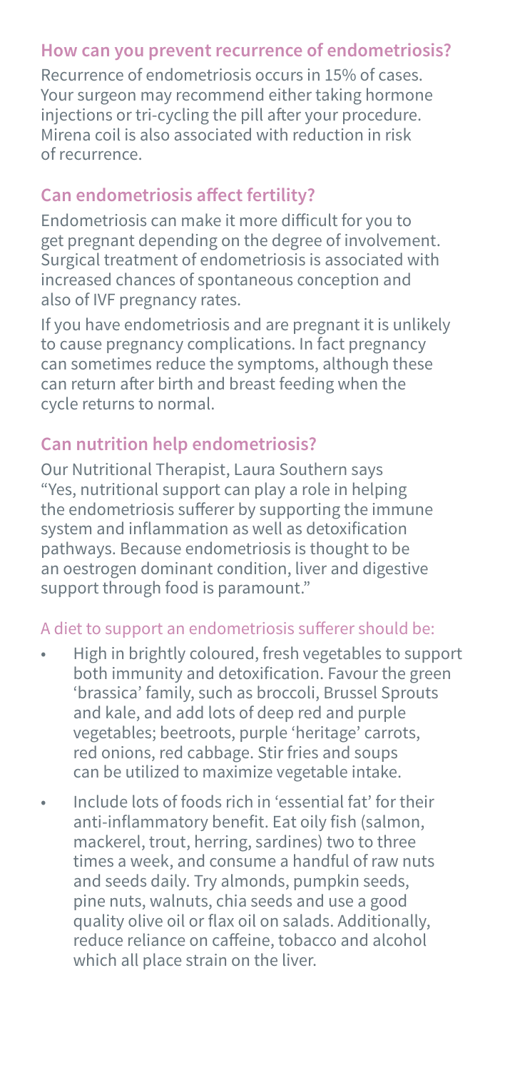## How can you prevent recurrence of endometriosis?

Recurrence of endometriosis occurs in 15% of cases. Your surgeon may recommend either taking hormone injections or tri-cycling the pill after your procedure. Mirena coil is also associated with reduction in risk of recurrence.

## Can endometriosis affect fertility?

Endometriosis can make it more difficult for you to get pregnant depending on the degree of involvement. Surgical treatment of endometriosis is associated with increased chances of spontaneous conception and also of IVF pregnancy rates.

If you have endometriosis and are pregnant it is unlikely to cause pregnancy complications. In fact pregnancy can sometimes reduce the symptoms, although these can return after birth and breast feeding when the cycle returns to normal.

## Can nutrition help endometriosis?

Our Nutritional Therapist, Laura Southern says "Yes, nutritional support can play a role in helping the endometriosis sufferer by supporting the immune system and inflammation as well as detoxification pathways. Because endometriosis is thought to be an oestrogen dominant condition, liver and digestive support through food is paramount."

### A diet to support an endometriosis sufferer should be:

- High in brightly coloured, fresh vegetables to support both immunity and detoxification. Favour the green 'brassica' family, such as broccoli, Brussel Sprouts and kale, and add lots of deep red and purple vegetables; beetroots, purple 'heritage' carrots, red onions, red cabbage. Stir fries and soups can be utilized to maximize vegetable intake.
- Include lots of foods rich in 'essential fat' for their anti-inflammatory benefit. Eat oily fish (salmon, mackerel, trout, herring, sardines) two to three times a week, and consume a handful of raw nuts and seeds daily. Try almonds, pumpkin seeds, pine nuts, walnuts, chia seeds and use a good quality olive oil or flax oil on salads. Additionally, reduce reliance on caffeine, tobacco and alcohol which all place strain on the liver.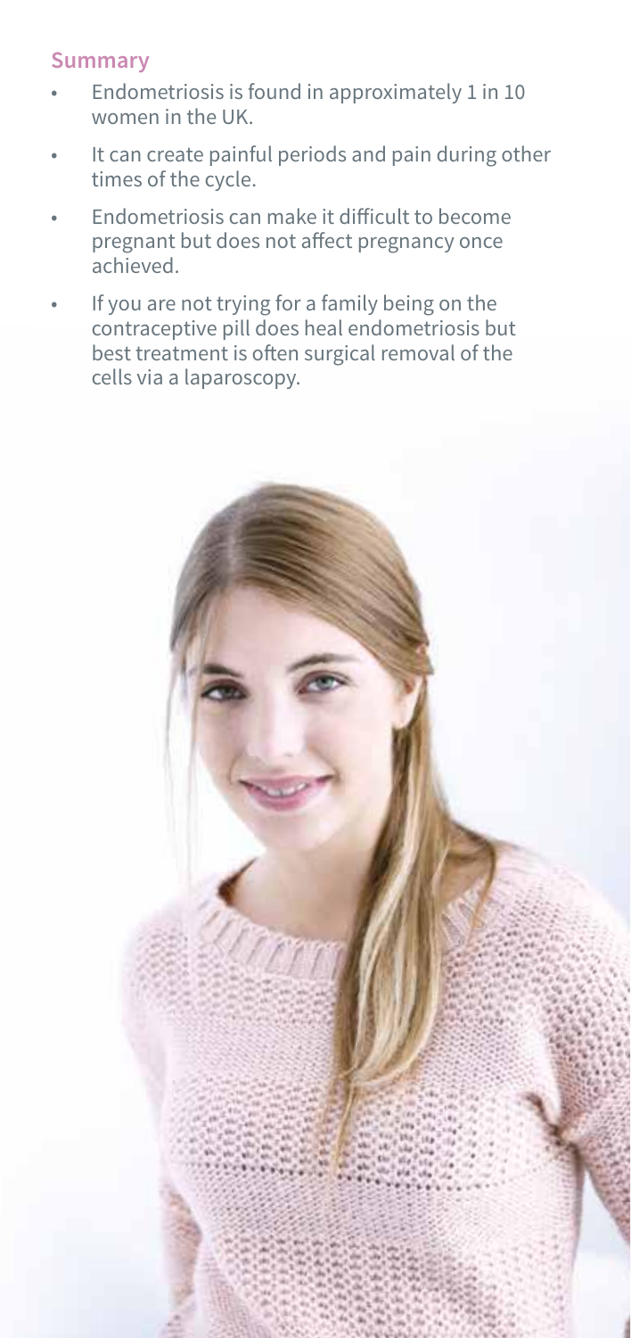## Summary

- Endometriosis is found in approximately 1 in 10 women in the UK.
- It can create painful periods and pain during other times of the cycle.
- Endometriosis can make it difficult to become pregnant but does not affect pregnancy once achieved.
- If you are not trying for a family being on the contraceptive pill does heal endometriosis but best treatment is often surgical removal of the cells via a laparoscopy.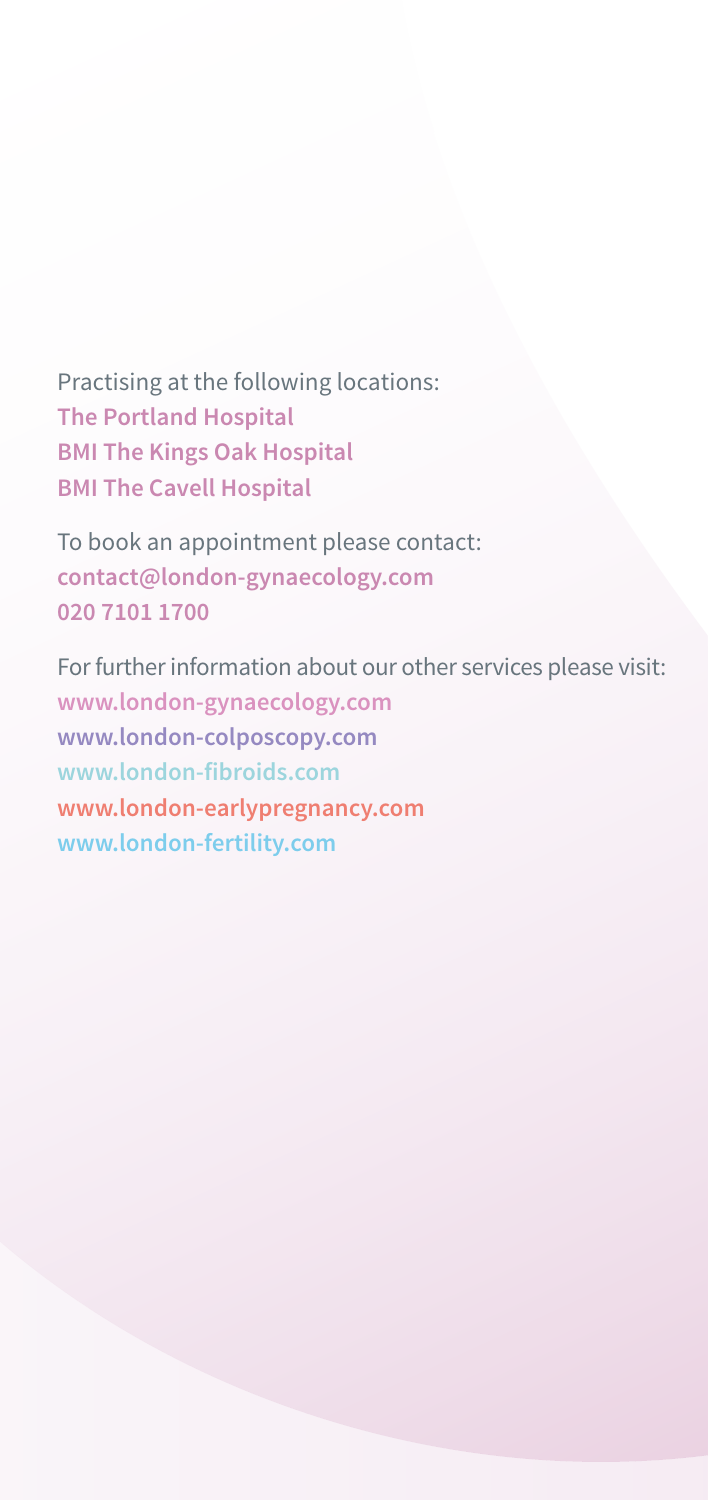Practising at the following locations:
**The Portland Hospital**
**BMI The Kings Oak Hospital**
**BMI The Cavell Hospital**

To book an appointment please contact:
**contact@london-gynaecology.com**
**020 7101 1700**

For further information about our other services please visit:
**www.london-gynaecology.com**
**www.london-colposcopy.com**
**www.london-fibroids.com**
**www.london-earlypregnancy.com**
**www.london-fertility.com**